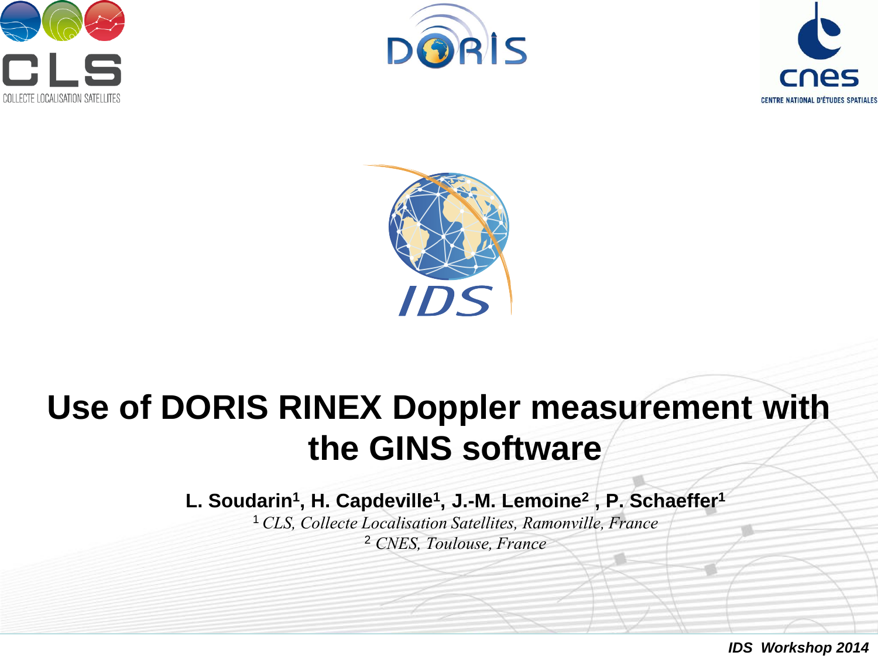# Use of DORIS RINEX Doppler measurement with the GINS software

**L. Soudarin[1], H. Capdeville[1], J.-M. Lemoine[2] , P. Schaeffer[1]**

[1] *CLS, Collecte Localisation Satellites, Ramonville, France*

[2] *CNES, Toulouse, France*

***IDS Workshop 2014***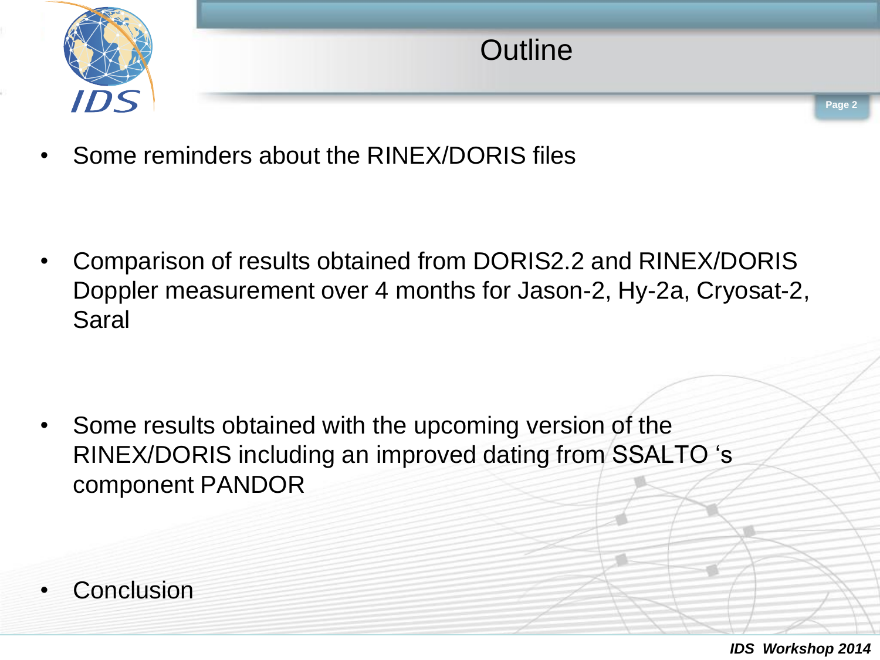# Outline

- Some reminders about the RINEX/DORIS files

- Comparison of results obtained from DORIS2.2 and RINEX/DORIS Doppler measurement over 4 months for Jason-2, Hy-2a, Cryosat-2, Saral

- Some results obtained with the upcoming version of the RINEX/DORIS including an improved dating from SSALTO 's component PANDOR

- Conclusion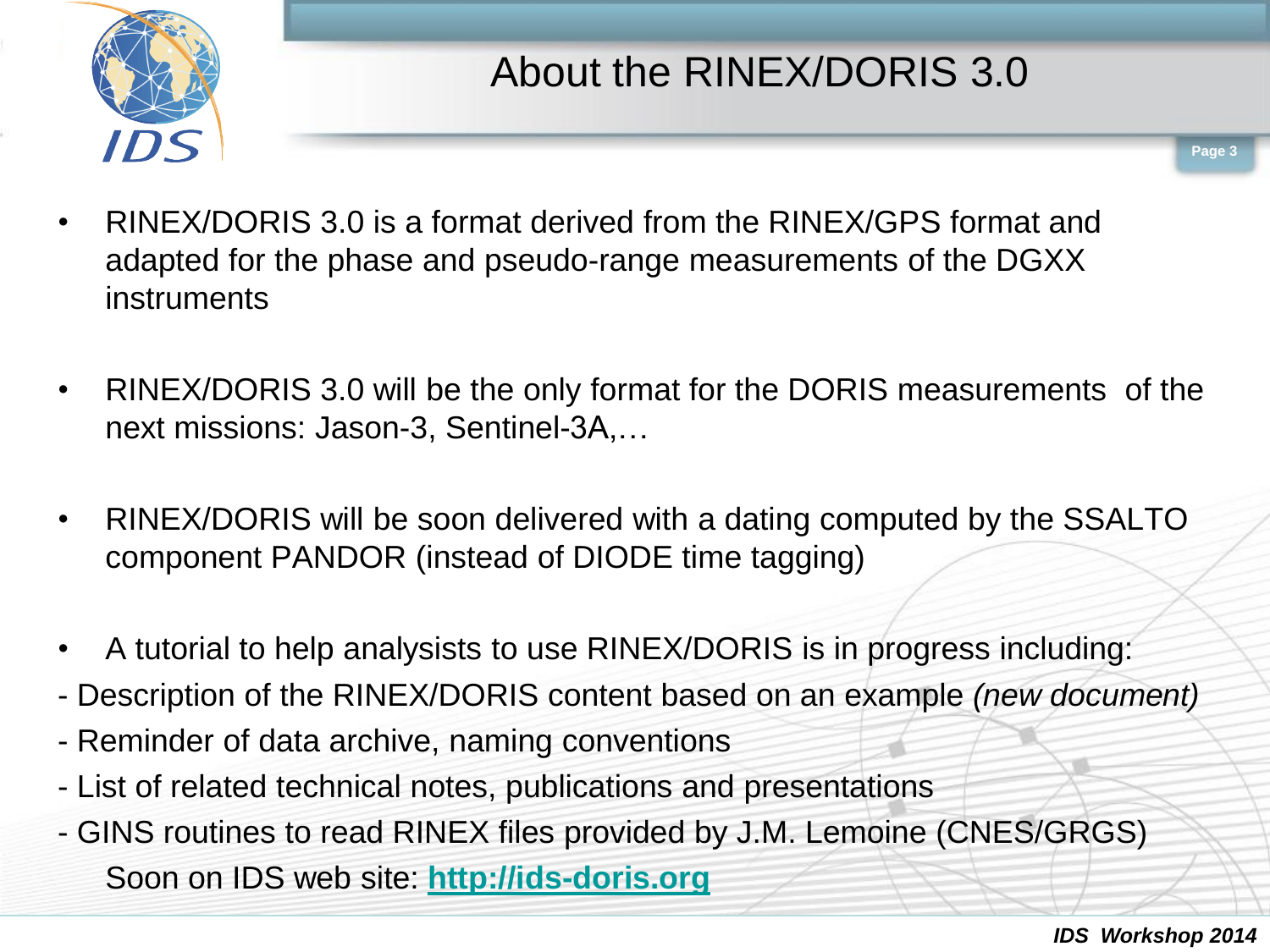# About the RINEX/DORIS 3.0

- RINEX/DORIS 3.0 is a format derived from the RINEX/GPS format and adapted for the phase and pseudo-range measurements of the DGXX instruments

- RINEX/DORIS 3.0 will be the only format for the DORIS measurements of the next missions: Jason-3, Sentinel-3A,…

- RINEX/DORIS will be soon delivered with a dating computed by the SSALTO component PANDOR (instead of DIODE time tagging)

- A tutorial to help analysists to use RINEX/DORIS is in progress including:

- Description of the RINEX/DORIS content based on an example *(new document)*
- Reminder of data archive, naming conventions
- List of related technical notes, publications and presentations
- GINS routines to read RINEX files provided by J.M. Lemoine (CNES/GRGS)

Soon on IDS web site: **http://ids-doris.org**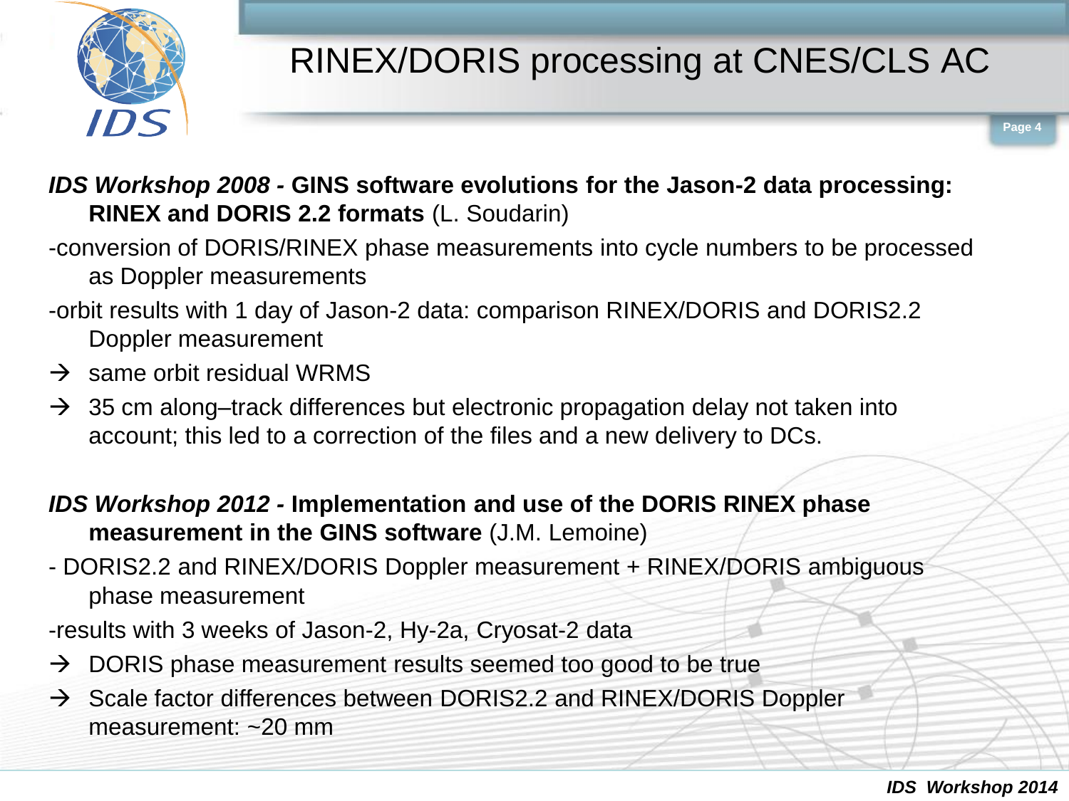# RINEX/DORIS processing at CNES/CLS AC

***IDS Workshop 2008*** **- GINS software evolutions for the Jason-2 data processing: RINEX and DORIS 2.2 formats** (L. Soudarin)

-conversion of DORIS/RINEX phase measurements into cycle numbers to be processed as Doppler measurements

-orbit results with 1 day of Jason-2 data: comparison RINEX/DORIS and DORIS2.2 Doppler measurement

→ same orbit residual WRMS

→ 35 cm along–track differences but electronic propagation delay not taken into account; this led to a correction of the files and a new delivery to DCs.

***IDS Workshop 2012*** **- Implementation and use of the DORIS RINEX phase measurement in the GINS software** (J.M. Lemoine)

- DORIS2.2 and RINEX/DORIS Doppler measurement + RINEX/DORIS ambiguous phase measurement

-results with 3 weeks of Jason-2, Hy-2a, Cryosat-2 data

→ DORIS phase measurement results seemed too good to be true

→ Scale factor differences between DORIS2.2 and RINEX/DORIS Doppler measurement: ~20 mm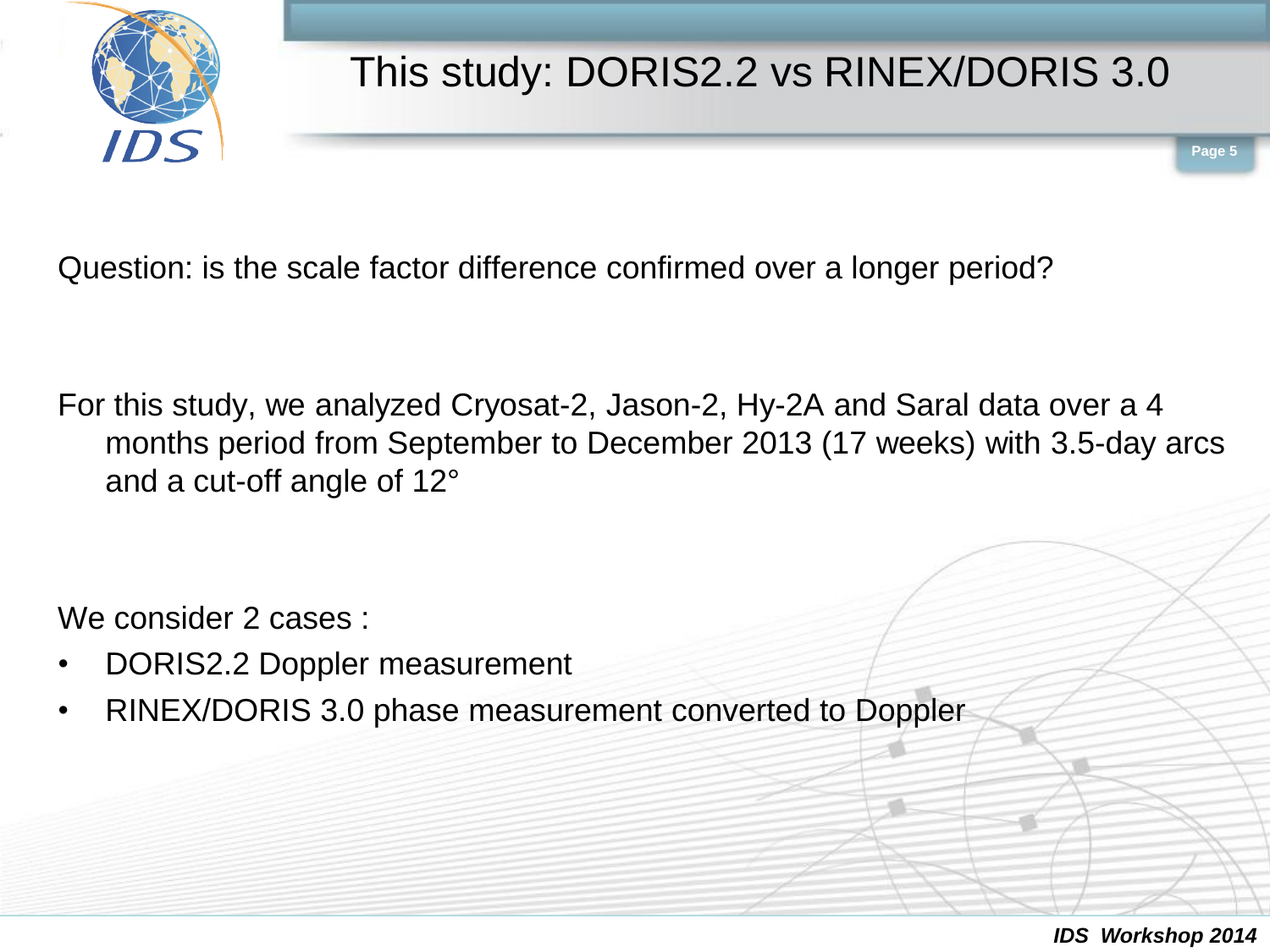# This study: DORIS2.2 vs RINEX/DORIS 3.0

Question: is the scale factor difference confirmed over a longer period?

For this study, we analyzed Cryosat-2, Jason-2, Hy-2A and Saral data over a 4 months period from September to December 2013 (17 weeks) with 3.5-day arcs and a cut-off angle of 12°

We consider 2 cases :

- DORIS2.2 Doppler measurement
- RINEX/DORIS 3.0 phase measurement converted to Doppler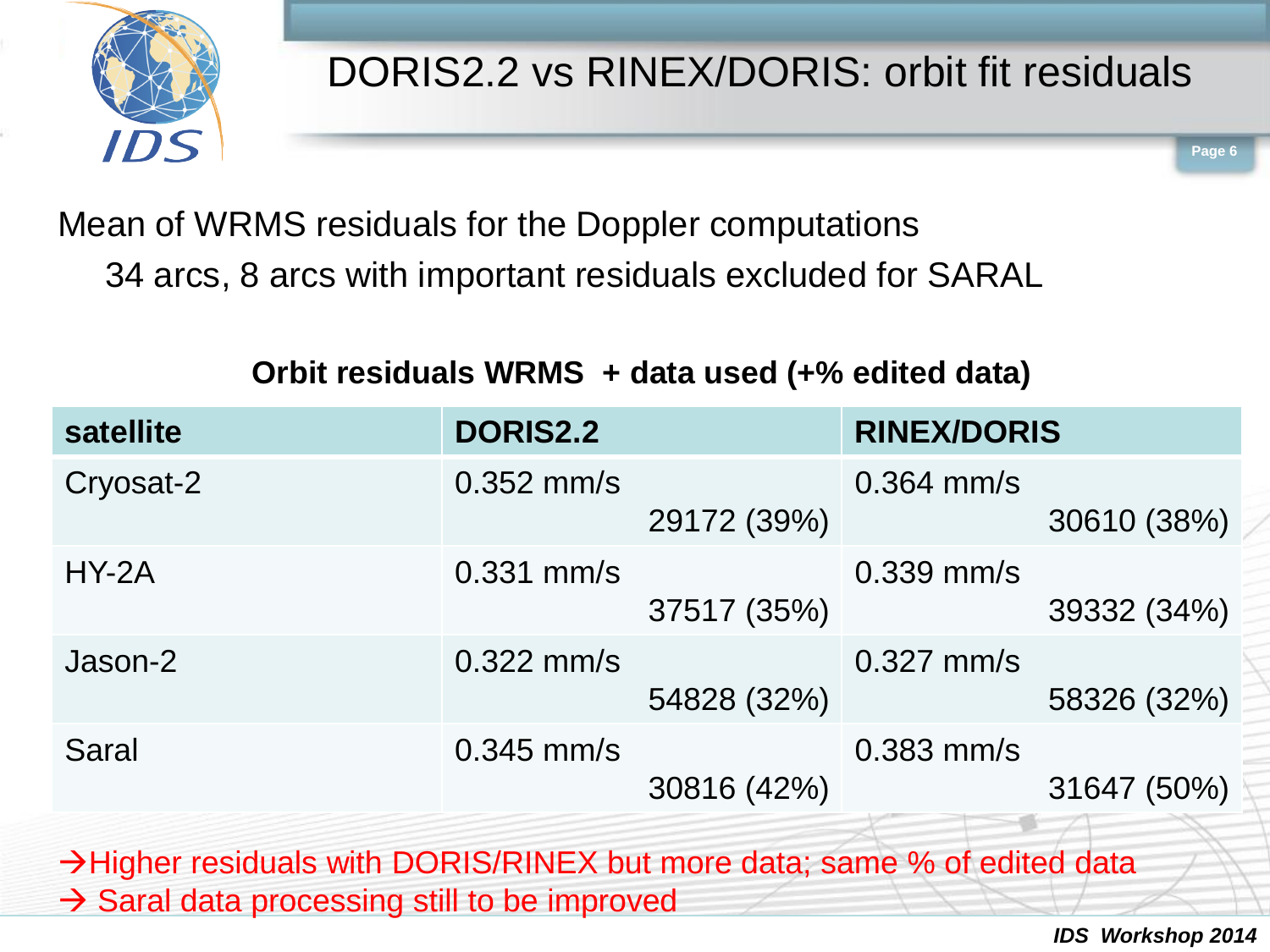# DORIS2.2 vs RINEX/DORIS: orbit fit residuals

Mean of WRMS residuals for the Doppler computations

34 arcs, 8 arcs with important residuals excluded for SARAL

**Orbit residuals WRMS + data used (+% edited data)**

| satellite | DORIS2.2 | RINEX/DORIS |
|---|---|---|
| Cryosat-2 | 0.352 mm/s<br>29172 (39%) | 0.364 mm/s<br>30610 (38%) |
| HY-2A | 0.331 mm/s<br>37517 (35%) | 0.339 mm/s<br>39332 (34%) |
| Jason-2 | 0.322 mm/s<br>54828 (32%) | 0.327 mm/s<br>58326 (32%) |
| Saral | 0.345 mm/s<br>30816 (42%) | 0.383 mm/s<br>31647 (50%) |

→Higher residuals with DORIS/RINEX but more data; same % of edited data

→ Saral data processing still to be improved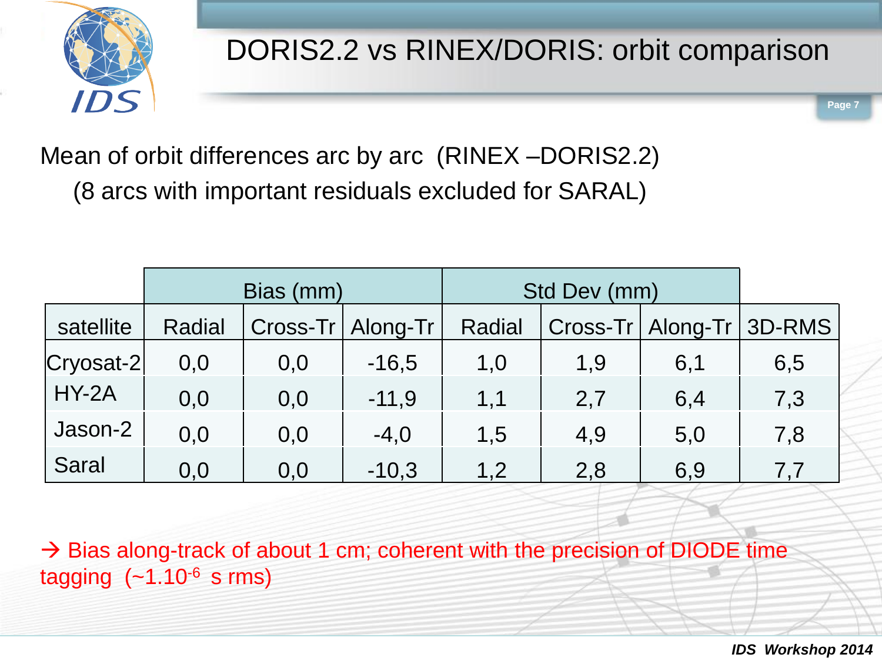# DORIS2.2 vs RINEX/DORIS: orbit comparison

Mean of orbit differences arc by arc (RINEX –DORIS2.2)
(8 arcs with important residuals excluded for SARAL)

| | Bias (mm) | | | Std Dev (mm) | | | |
|---|---|---|---|---|---|---|---|
| satellite | Radial | Cross-Tr | Along-Tr | Radial | Cross-Tr | Along-Tr | 3D-RMS |
| Cryosat-2 | 0,0 | 0,0 | -16,5 | 1,0 | 1,9 | 6,1 | 6,5 |
| HY-2A | 0,0 | 0,0 | -11,9 | 1,1 | 2,7 | 6,4 | 7,3 |
| Jason-2 | 0,0 | 0,0 | -4,0 | 1,5 | 4,9 | 5,0 | 7,8 |
| Saral | 0,0 | 0,0 | -10,3 | 1,2 | 2,8 | 6,9 | 7,7 |

→ Bias along-track of about 1 cm; coherent with the precision of DIODE time tagging (~$1.10^{-6}$ s rms)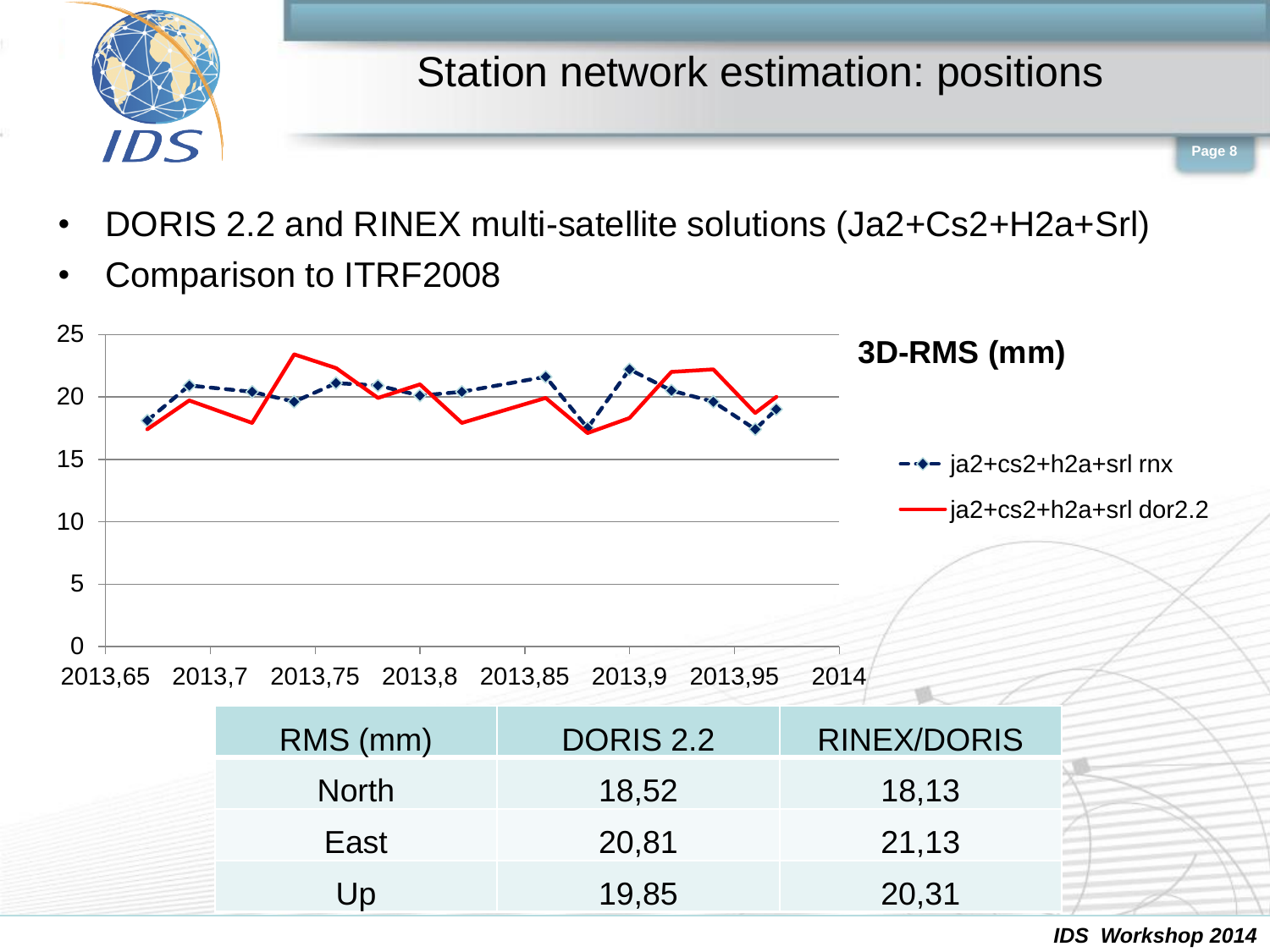# Station network estimation: positions

- DORIS 2.2 and RINEX multi-satellite solutions (Ja2+Cs2+H2a+Srl)
- Comparison to ITRF2008

**3D-RMS (mm)**

- ja2+cs2+h2a+srl rnx
- ja2+cs2+h2a+srl dor2.2

| RMS (mm) | DORIS 2.2 | RINEX/DORIS |
|---|---|---|
| North | 18,52 | 18,13 |
| East | 20,81 | 21,13 |
| Up | 19,85 | 20,31 |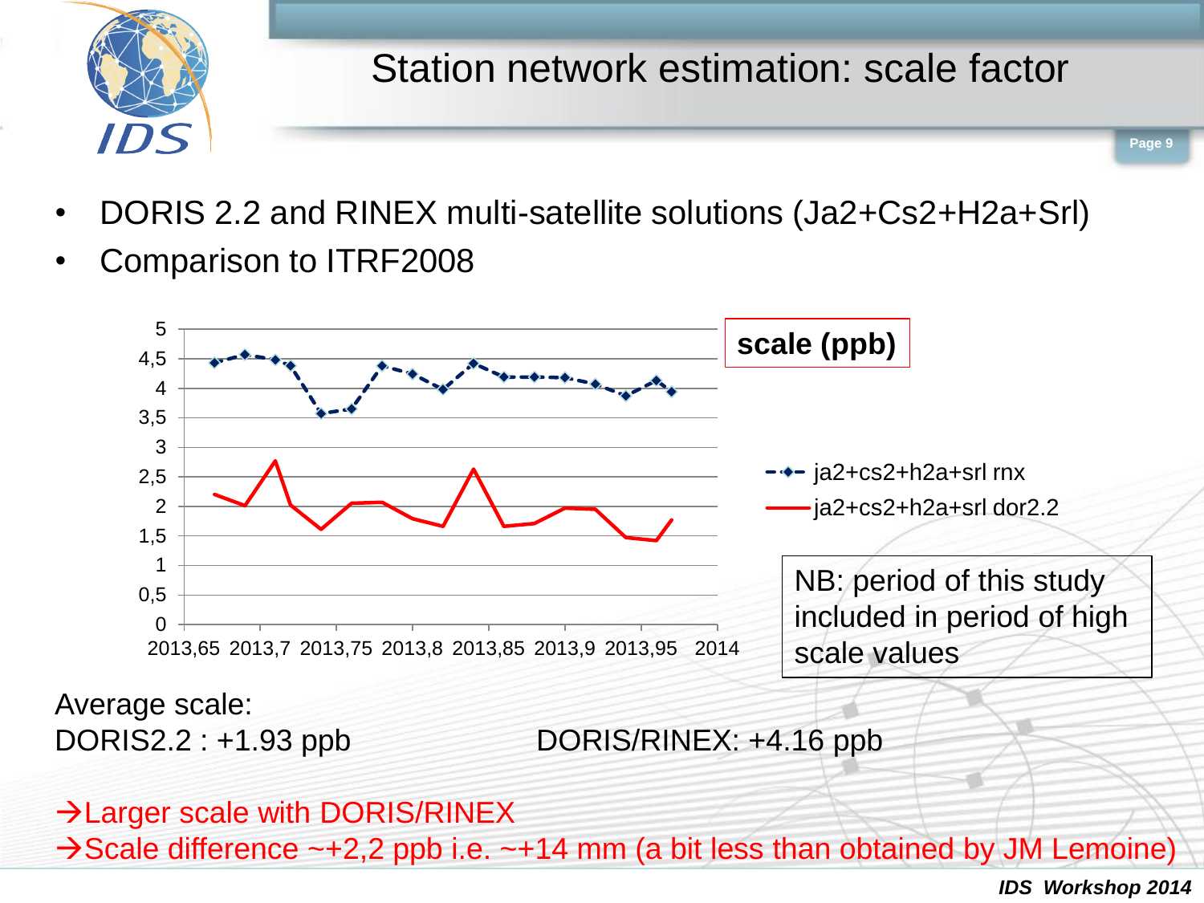# Station network estimation: scale factor

- DORIS 2.2 and RINEX multi-satellite solutions (Ja2+Cs2+H2a+Srl)
- Comparison to ITRF2008

**scale (ppb)**

- ja2+cs2+h2a+srl rnx
- ja2+cs2+h2a+srl dor2.2

NB: period of this study included in period of high scale values

Average scale:
DORIS2.2 : +1.93 ppb

DORIS/RINEX: +4.16 ppb

→Larger scale with DORIS/RINEX
→Scale difference ~+2,2 ppb i.e. ~+14 mm (a bit less than obtained by JM Lemoine)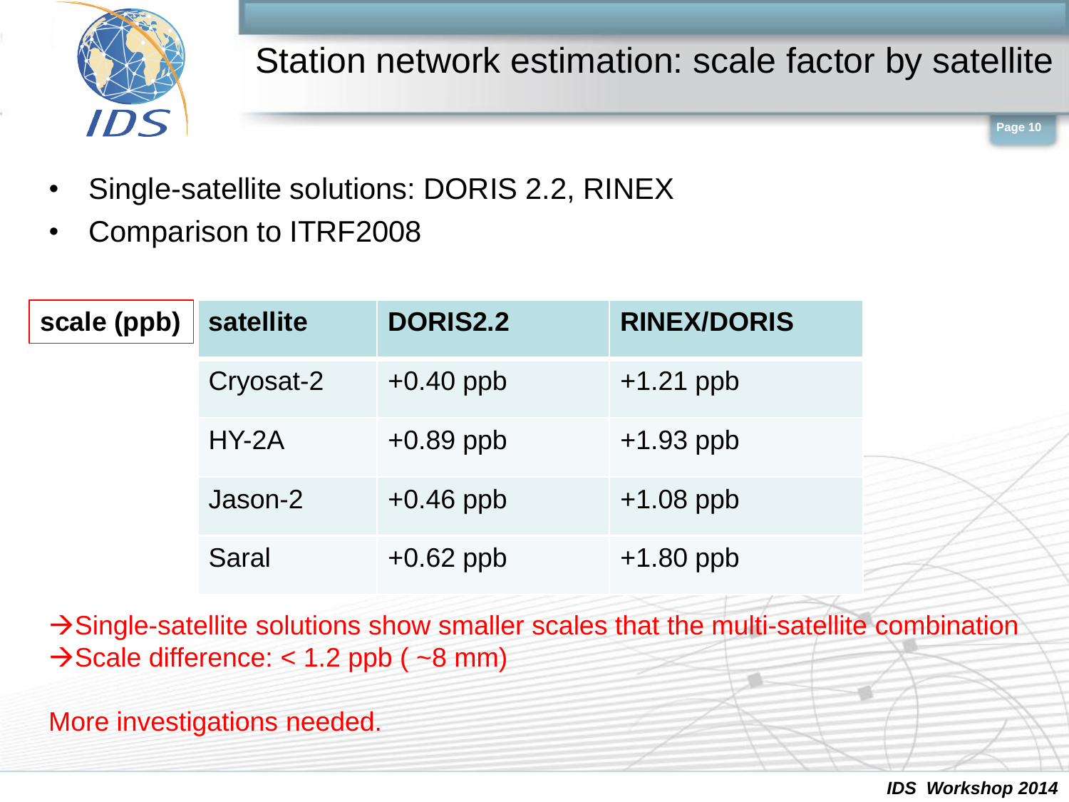# Station network estimation: scale factor by satellite

- Single-satellite solutions: DORIS 2.2, RINEX
- Comparison to ITRF2008

| scale (ppb) / satellite | DORIS2.2 | RINEX/DORIS |
|---|---|---|
| Cryosat-2 | +0.40 ppb | +1.21 ppb |
| HY-2A | +0.89 ppb | +1.93 ppb |
| Jason-2 | +0.46 ppb | +1.08 ppb |
| Saral | +0.62 ppb | +1.80 ppb |

→Single-satellite solutions show smaller scales that the multi-satellite combination
→Scale difference: < 1.2 ppb ( ~8 mm)

More investigations needed.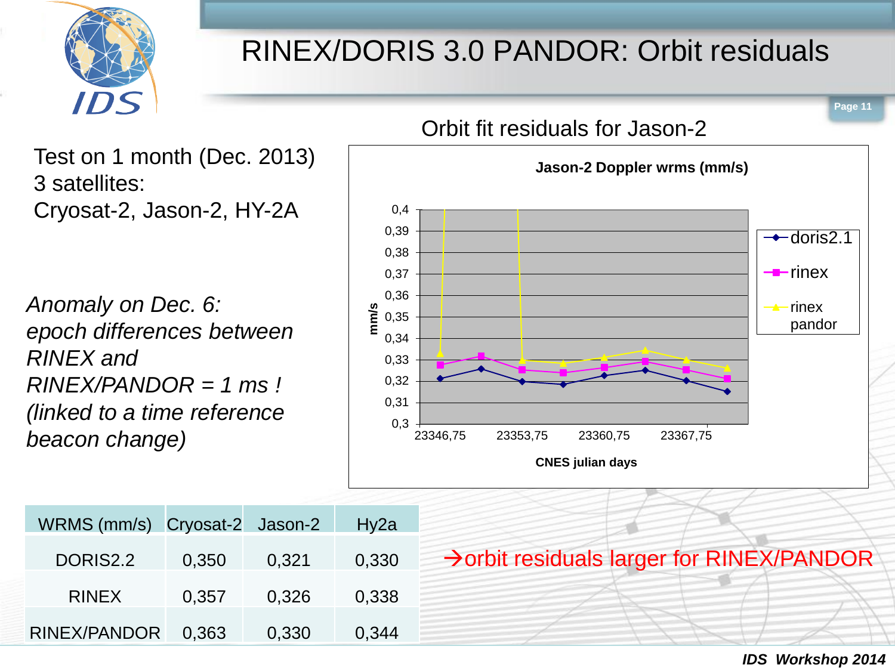# RINEX/DORIS 3.0 PANDOR: Orbit residuals

Test on 1 month (Dec. 2013)
3 satellites:
Cryosat-2, Jason-2, HY-2A

*Anomaly on Dec. 6:*
*epoch differences between RINEX and RINEX/PANDOR = 1 ms !*
*(linked to a time reference beacon change)*

Orbit fit residuals for Jason-2

**Jason-2 Doppler wrms (mm/s)**

| WRMS (mm/s) | Cryosat-2 | Jason-2 | Hy2a |
|---|---|---|---|
| DORIS2.2 | 0,350 | 0,321 | 0,330 |
| RINEX | 0,357 | 0,326 | 0,338 |
| RINEX/PANDOR | 0,363 | 0,330 | 0,344 |

→orbit residuals larger for RINEX/PANDOR

*IDS Workshop 2014*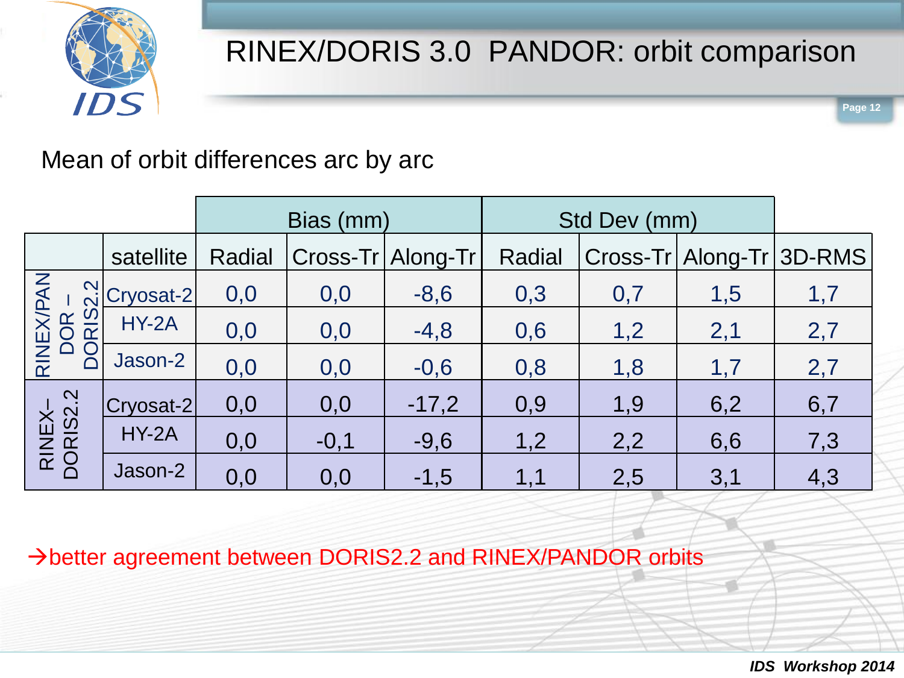# RINEX/DORIS 3.0 PANDOR: orbit comparison

Mean of orbit differences arc by arc

| | | Bias (mm) | | | Std Dev (mm) | | | |
|---|---|---|---|---|---|---|---|---|
| | satellite | Radial | Cross-Tr | Along-Tr | Radial | Cross-Tr | Along-Tr | 3D-RMS |
| RINEX/PANDOR – DORIS2.2 | Cryosat-2 | 0,0 | 0,0 | -8,6 | 0,3 | 0,7 | 1,5 | 1,7 |
| | HY-2A | 0,0 | 0,0 | -4,8 | 0,6 | 1,2 | 2,1 | 2,7 |
| | Jason-2 | 0,0 | 0,0 | -0,6 | 0,8 | 1,8 | 1,7 | 2,7 |
| RINEX– DORIS2.2 | Cryosat-2 | 0,0 | 0,0 | -17,2 | 0,9 | 1,9 | 6,2 | 6,7 |
| | HY-2A | 0,0 | -0,1 | -9,6 | 1,2 | 2,2 | 6,6 | 7,3 |
| | Jason-2 | 0,0 | 0,0 | -1,5 | 1,1 | 2,5 | 3,1 | 4,3 |

→better agreement between DORIS2.2 and RINEX/PANDOR orbits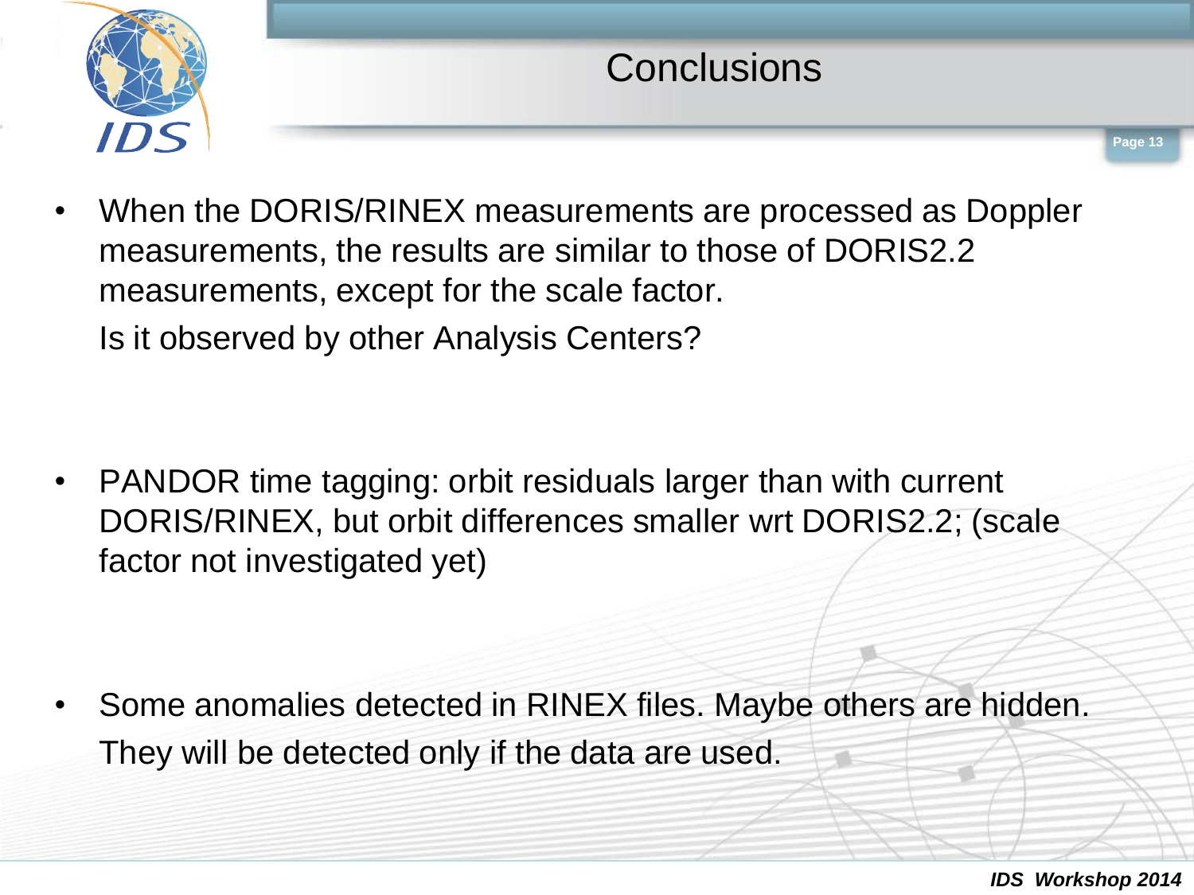# Conclusions

- When the DORIS/RINEX measurements are processed as Doppler measurements, the results are similar to those of DORIS2.2 measurements, except for the scale factor.

  Is it observed by other Analysis Centers?

- PANDOR time tagging: orbit residuals larger than with current DORIS/RINEX, but orbit differences smaller wrt DORIS2.2; (scale factor not investigated yet)

- Some anomalies detected in RINEX files. Maybe others are hidden.

  They will be detected only if the data are used.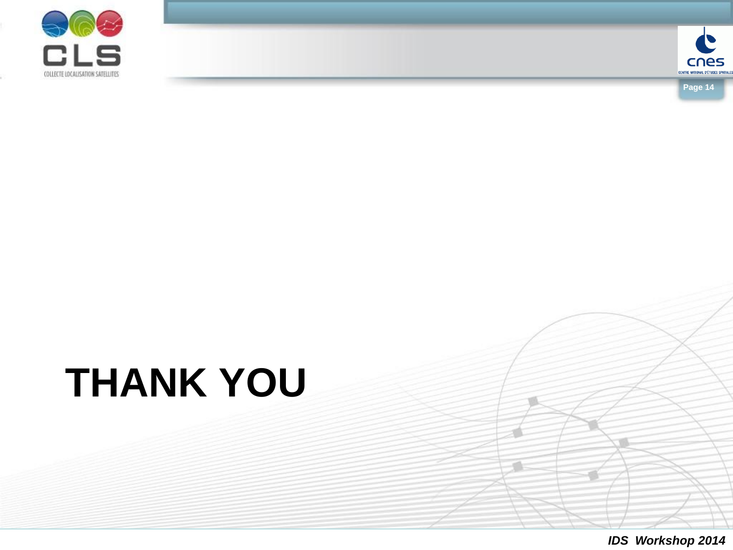# THANK YOU